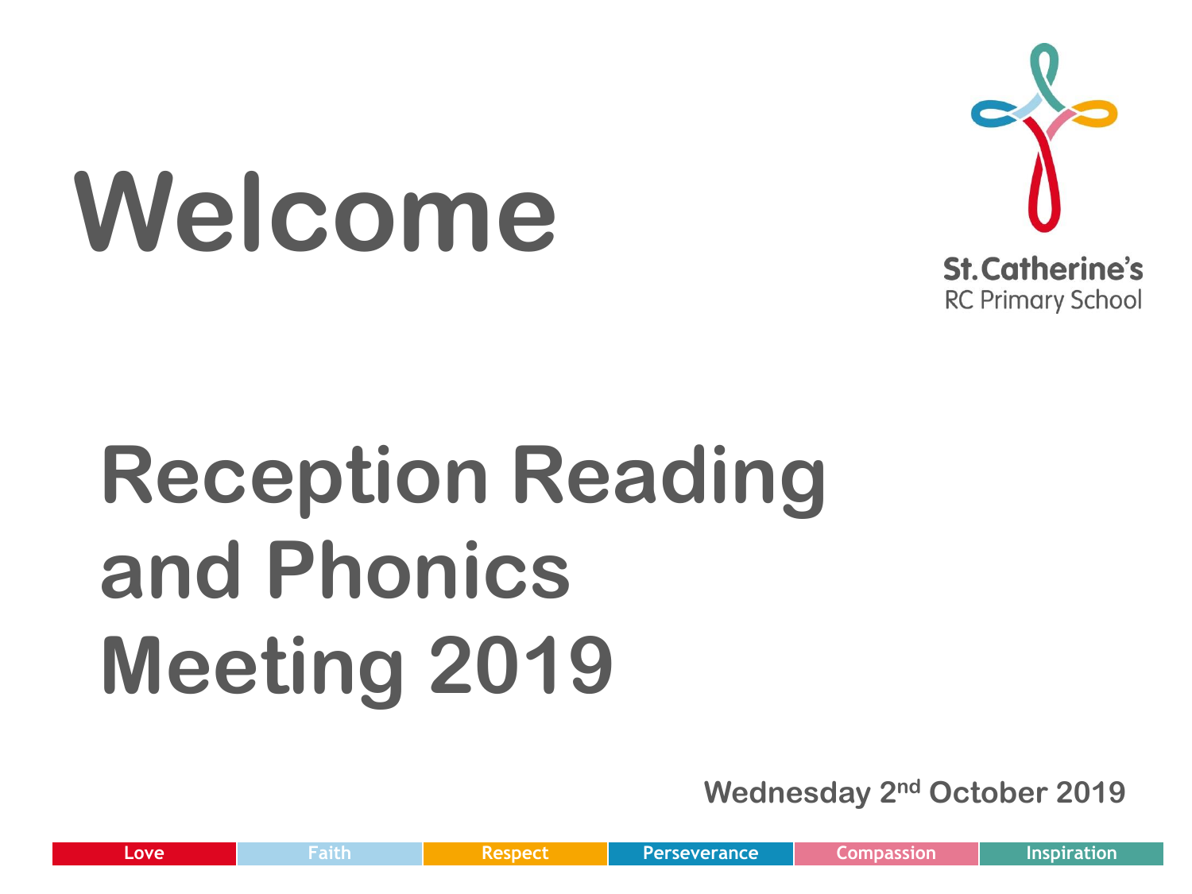# Welcome

St. Catherine's
RC Primary School

# Reception Reading and Phonics Meeting 2019

Wednesday 2nd October 2019

| Love | Faith | Respect | Perseverance | Compassion | Inspiration |
|---|---|---|---|---|---|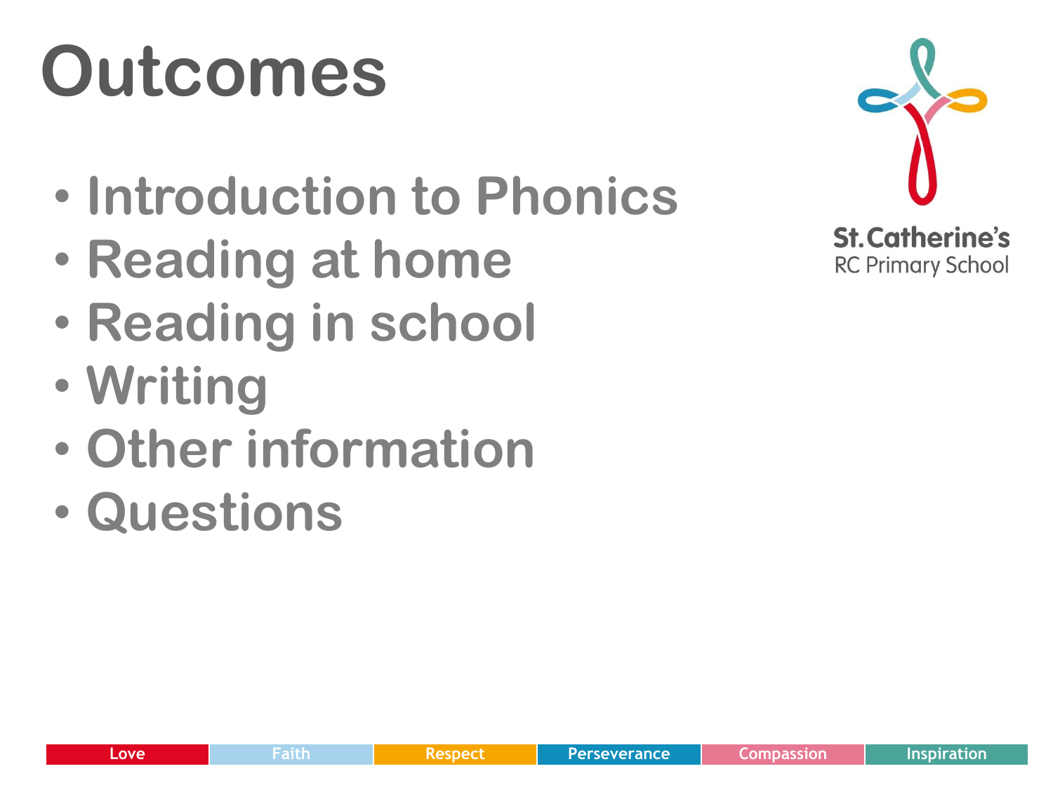# Outcomes

- Introduction to Phonics
- Reading at home
- Reading in school
- Writing
- Other information
- Questions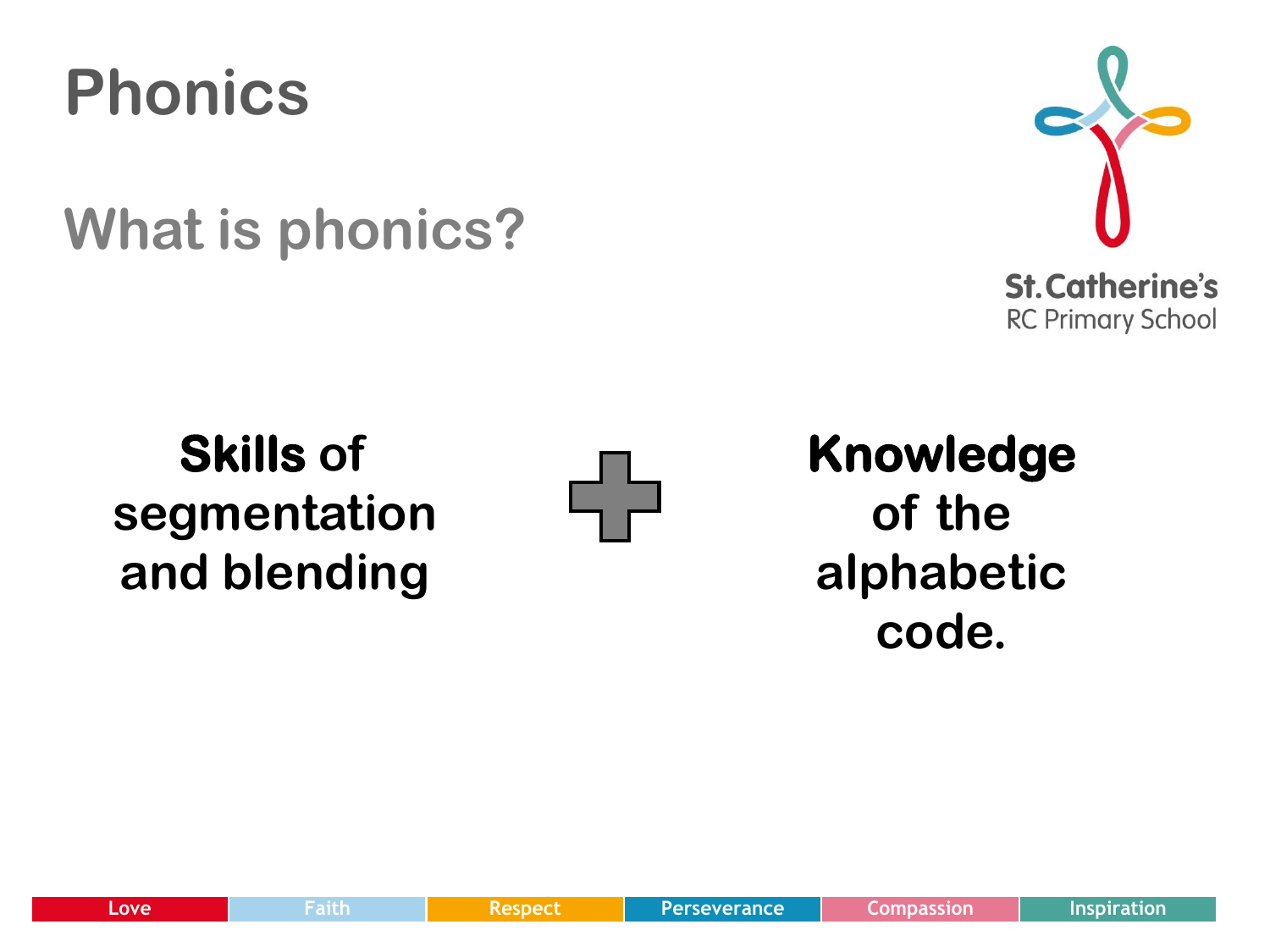# Phonics

## What is phonics?

**Skills** of segmentation and blending

+

**Knowledge** of the alphabetic code.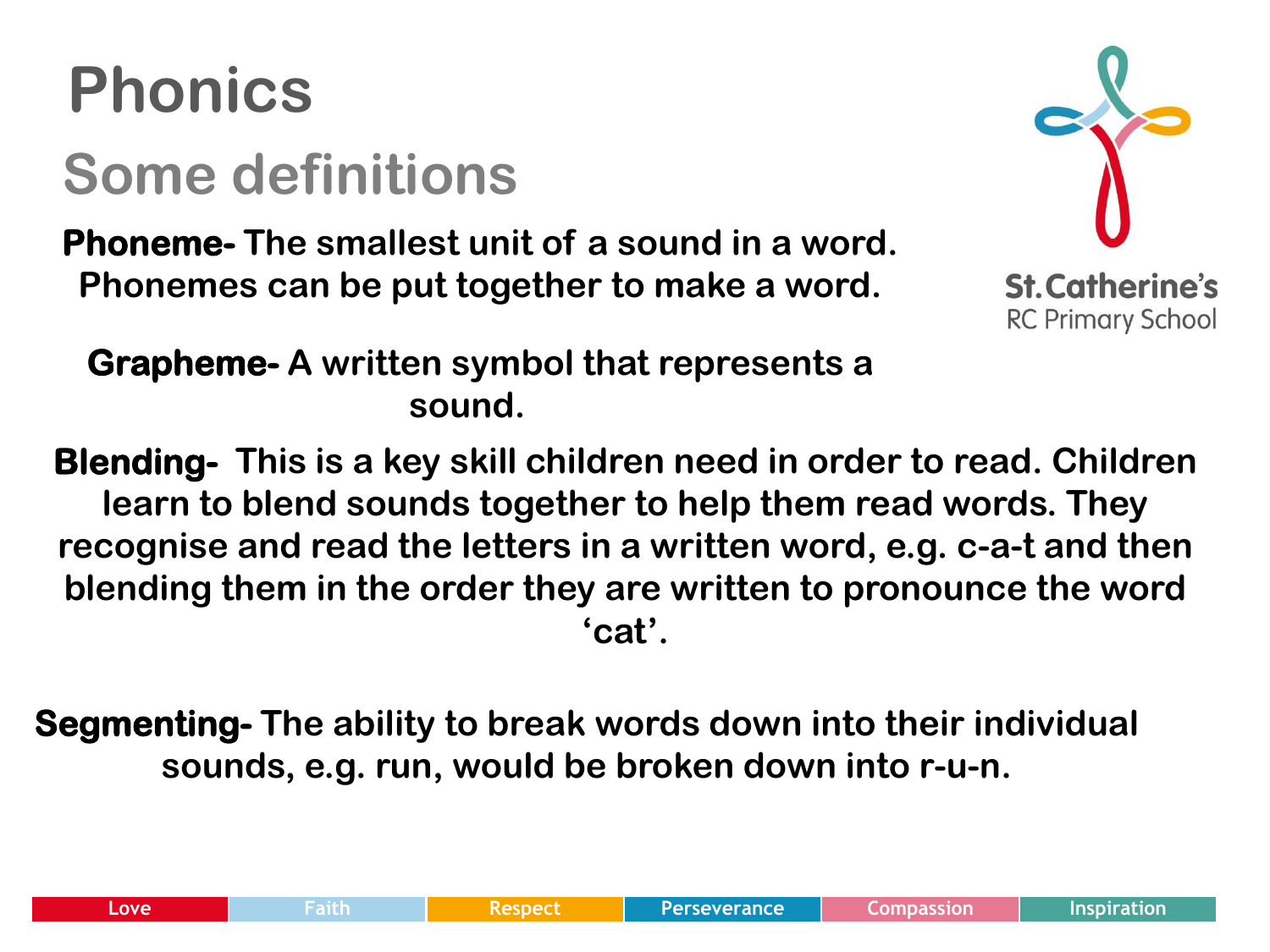# Phonics

## Some definitions

**Phoneme-** The smallest unit of a sound in a word. Phonemes can be put together to make a word.

**Grapheme-** A written symbol that represents a sound.

**Blending-** This is a key skill children need in order to read. Children learn to blend sounds together to help them read words. They recognise and read the letters in a written word, e.g. c-a-t and then blending them in the order they are written to pronounce the word 'cat'.

**Segmenting-** The ability to break words down into their individual sounds, e.g. run, would be broken down into r-u-n.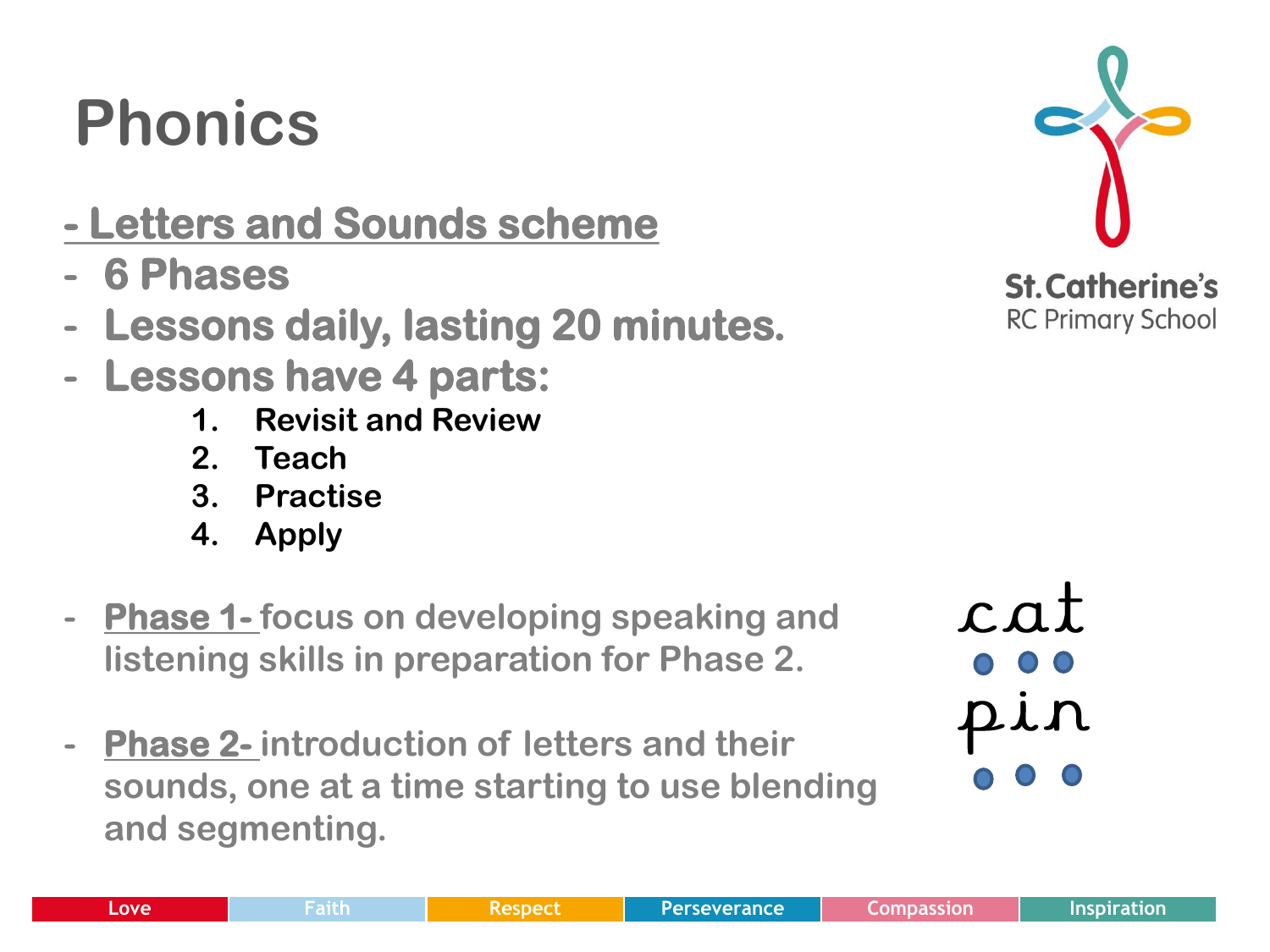# Phonics

- **Letters and Sounds scheme**
- **6 Phases**
- **Lessons daily, lasting 20 minutes.**
- **Lessons have 4 parts:**
  1. **Revisit and Review**
  2. **Teach**
  3. **Practise**
  4. **Apply**

- **Phase 1-** focus on developing speaking and listening skills in preparation for Phase 2.

- **Phase 2-** introduction of letters and their sounds, one at a time starting to use blending and segmenting.

cat

pin

Love | Faith | Respect | Perseverance | Compassion | Inspiration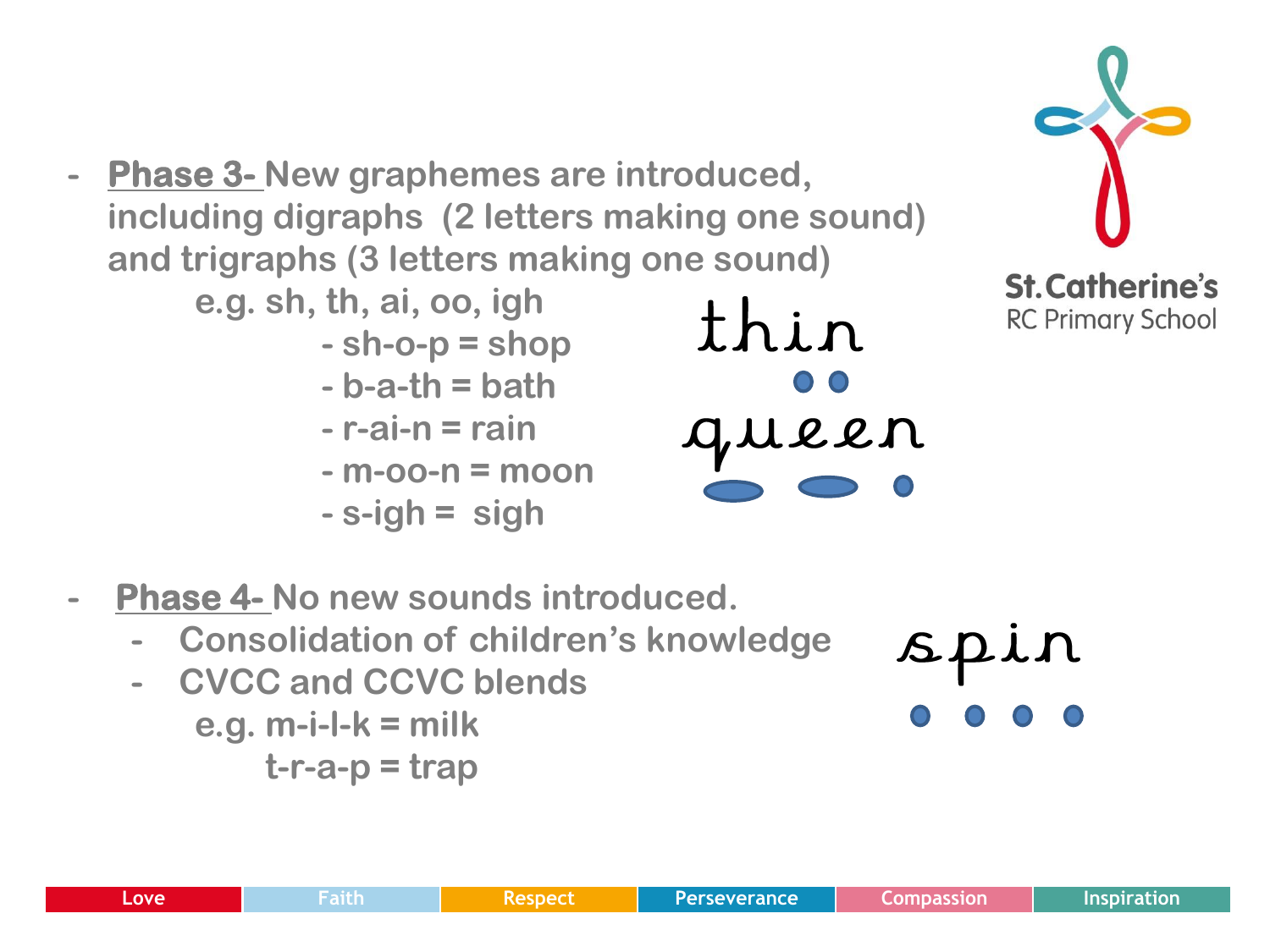- **Phase 3-** New graphemes are introduced, including digraphs (2 letters making one sound) and trigraphs (3 letters making one sound)

  e.g. sh, th, ai, oo, igh
  - sh-o-p = shop
  - b-a-th = bath
  - r-ai-n = rain
  - m-oo-n = moon
  - s-igh = sigh

thin

queen

- **Phase 4-** No new sounds introduced.
  - Consolidation of children's knowledge
  - CVCC and CCVC blends

    e.g. m-i-l-k = milk

    t-r-a-p = trap

spin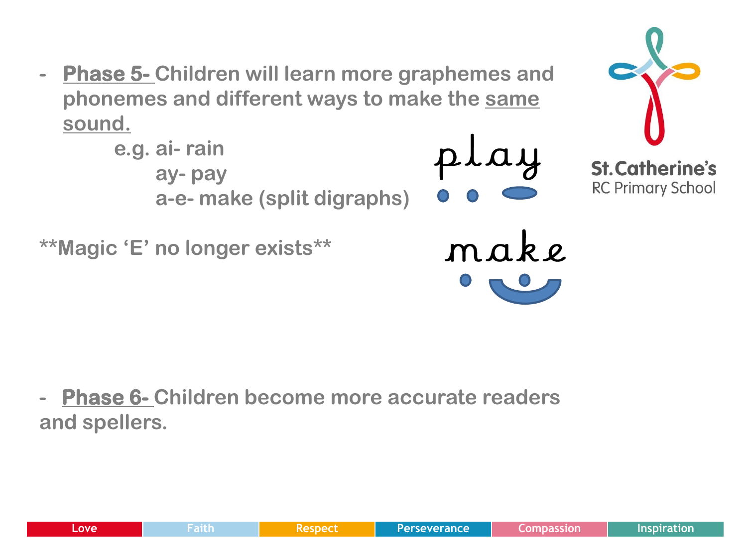- **Phase 5-** Children will learn more graphemes and phonemes and different ways to make the same sound.

  e.g. ai- rain
  
  ay- pay
  
  a-e- make (split digraphs)

play

make

**Magic 'E' no longer exists**

- **Phase 6-** Children become more accurate readers and spellers.

St. Catherine's RC Primary School

Love | Faith | Respect | Perseverance | Compassion | Inspiration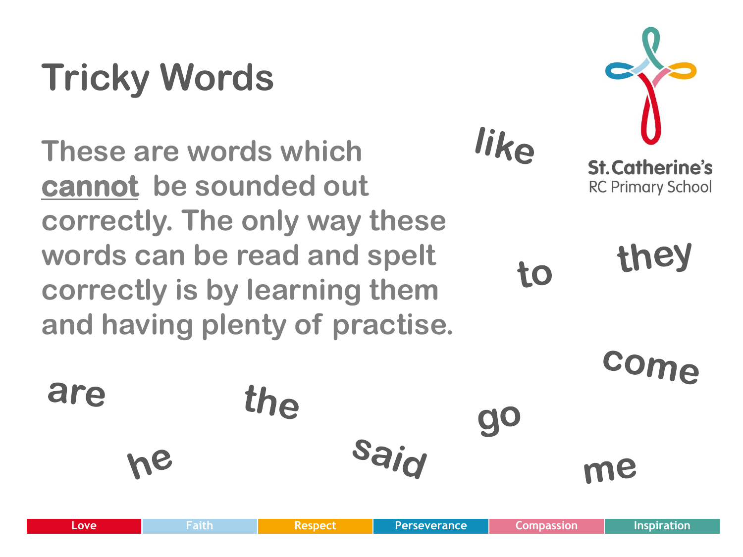# Tricky Words

These are words which **cannot** be sounded out correctly. The only way these words can be read and spelt correctly is by learning them and having plenty of practise.

like

to

they

come

are

the

go

he

said

me

St. Catherine's RC Primary School

Love | Faith | Respect | Perseverance | Compassion | Inspiration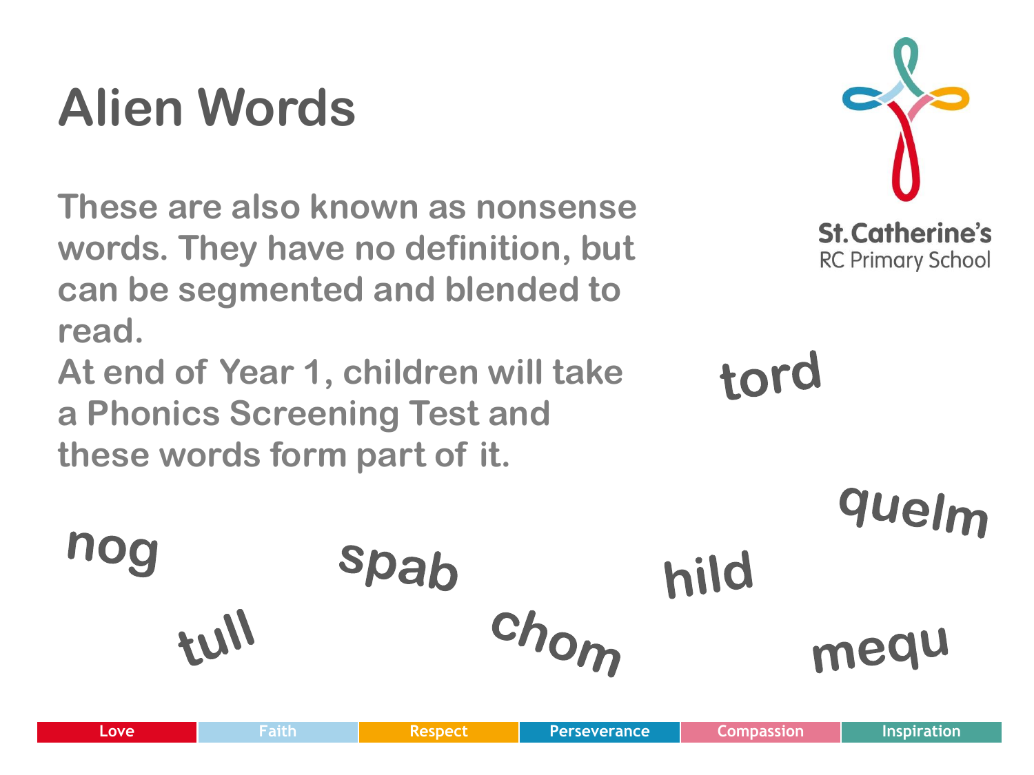# Alien Words

These are also known as nonsense words. They have no definition, but can be segmented and blended to read.

At end of Year 1, children will take a Phonics Screening Test and these words form part of it.

tord

quelm

nog

spab

hild

tull

chom

mequ

St. Catherine's RC Primary School

Love | Faith | Respect | Perseverance | Compassion | Inspiration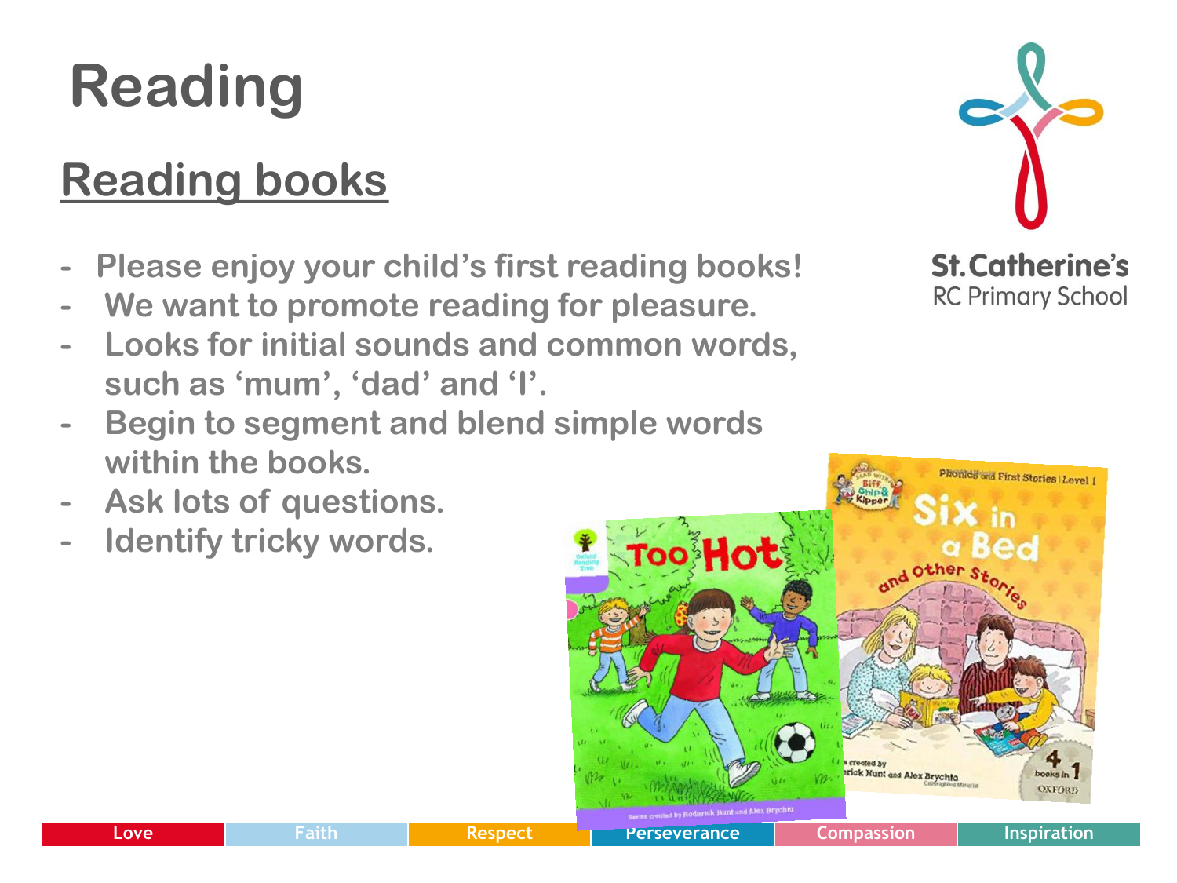# Reading

## Reading books

- Please enjoy your child's first reading books!
- We want to promote reading for pleasure.
- Looks for initial sounds and common words, such as 'mum', 'dad' and 'I'.
- Begin to segment and blend simple words within the books.
- Ask lots of questions.
- Identify tricky words.

St. Catherine's RC Primary School

Love | Faith | Respect | Perseverance | Compassion | Inspiration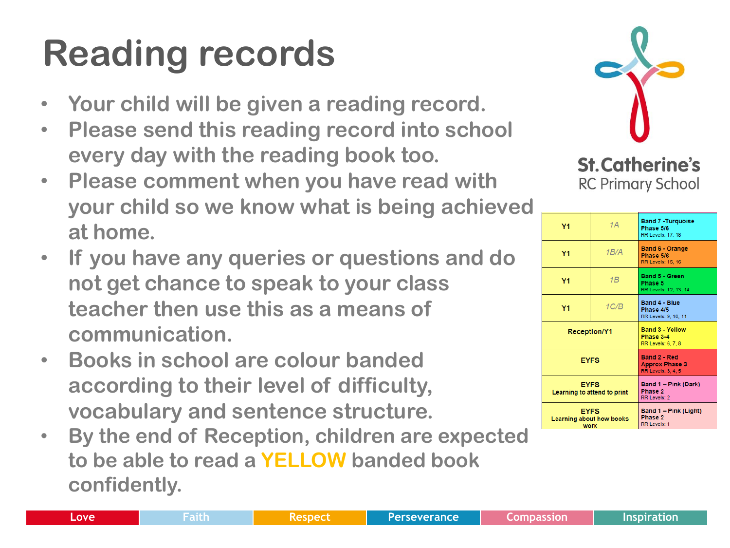# Reading records

- Your child will be given a reading record.
- Please send this reading record into school every day with the reading book too.
- Please comment when you have read with your child so we know what is being achieved at home.
- If you have any queries or questions and do not get chance to speak to your class teacher then use this as a means of communication.
- Books in school are colour banded according to their level of difficulty, vocabulary and sentence structure.
- By the end of Reception, children are expected to be able to read a **YELLOW** banded book confidently.

St. Catherine's RC Primary School

| | | |
|---|---|---|
| Y1 | 1A | Band 7 - Turquoise<br>Phase 5/6<br>RR Levels: 17, 18 |
| Y1 | 1B/A | Band 6 - Orange<br>Phase 5/6<br>RR Levels: 15, 16 |
| Y1 | 1B | Band 5 - Green<br>Phase 5<br>RR Levels: 12, 13, 14 |
| Y1 | 1C/B | Band 4 - Blue<br>Phase 4/5<br>RR Levels: 9, 10, 11 |
| Reception/Y1 | | Band 3 - Yellow<br>Phase 3-4<br>RR Levels: 6, 7, 8 |
| EYFS | | Band 2 - Red<br>Approx Phase 3<br>RR Levels: 3, 4, 5 |
| EYFS<br>Learning to attend to print | | Band 1 – Pink (Dark)<br>Phase 2<br>RR Levels: 2 |
| EYFS<br>Learning about how books work | | Band 1 – Pink (Light)<br>Phase 2<br>RR Levels: 1 |

Love | Faith | Respect | Perseverance | Compassion | Inspiration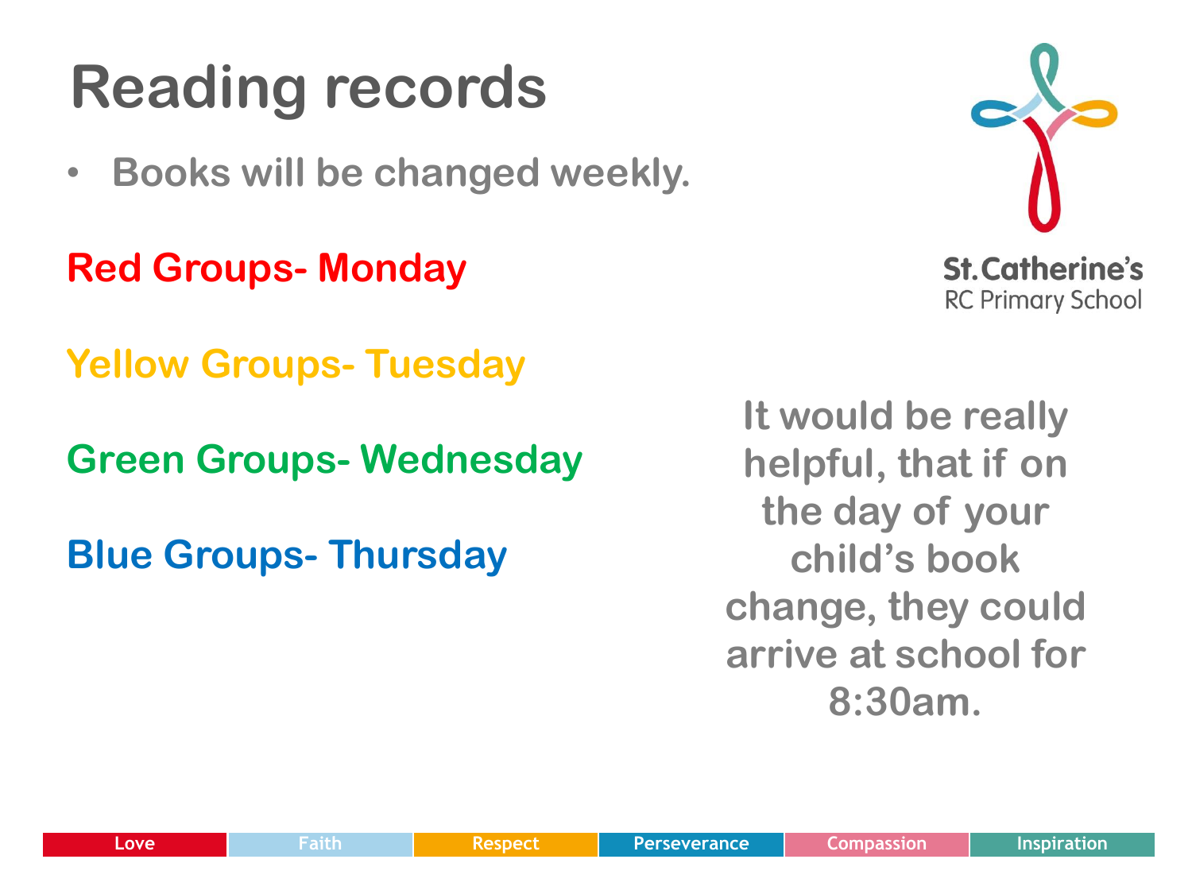# Reading records

- **Books will be changed weekly.**

**Red Groups- Monday**

**Yellow Groups- Tuesday**

**Green Groups- Wednesday**

**Blue Groups- Thursday**

**It would be really helpful, that if on the day of your child's book change, they could arrive at school for 8:30am.**

St. Catherine's
RC Primary School

Love | Faith | Respect | Perseverance | Compassion | Inspiration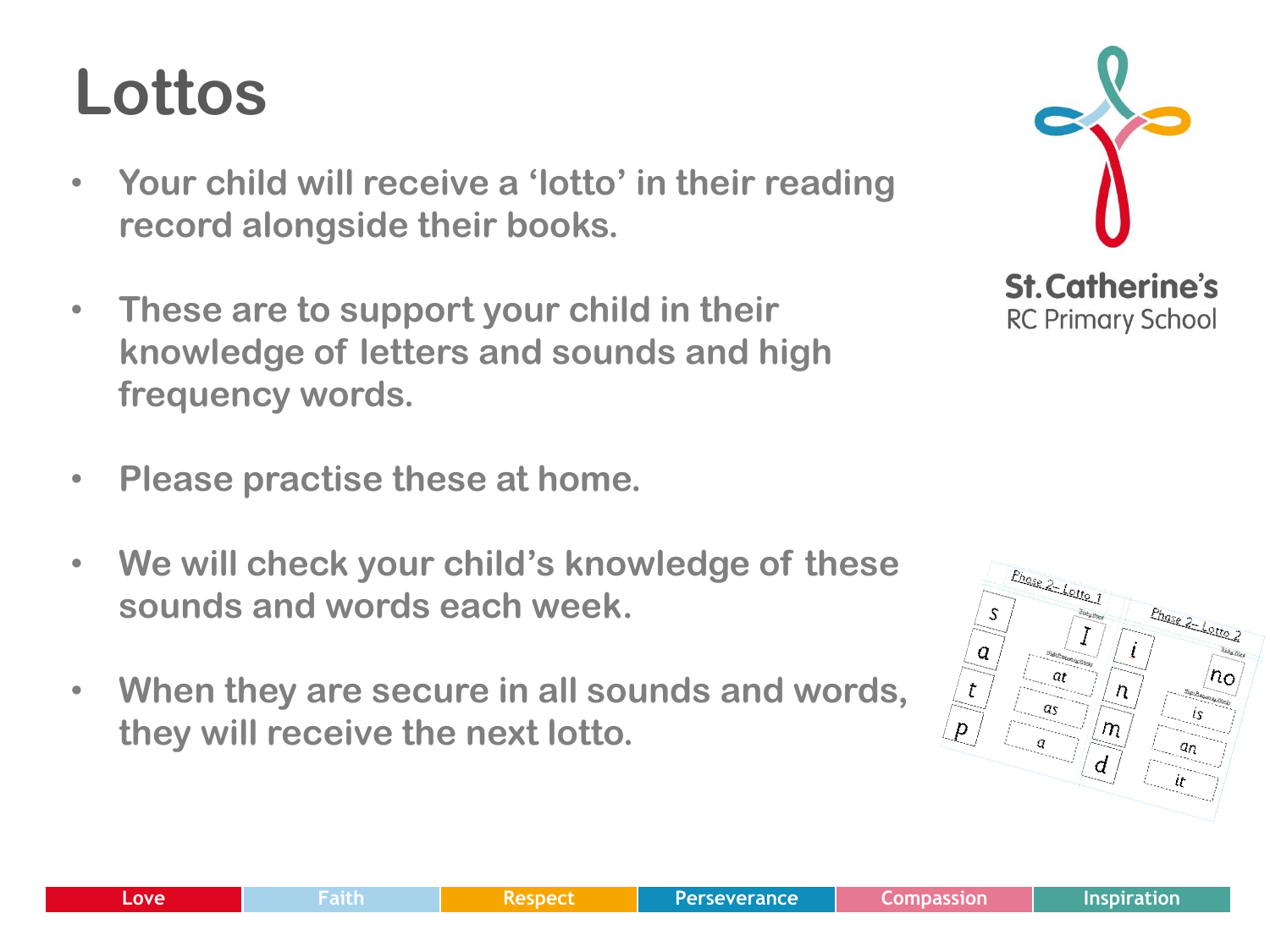# Lottos

- Your child will receive a 'lotto' in their reading record alongside their books.
- These are to support your child in their knowledge of letters and sounds and high frequency words.
- Please practise these at home.
- We will check your child's knowledge of these sounds and words each week.
- When they are secure in all sounds and words, they will receive the next lotto.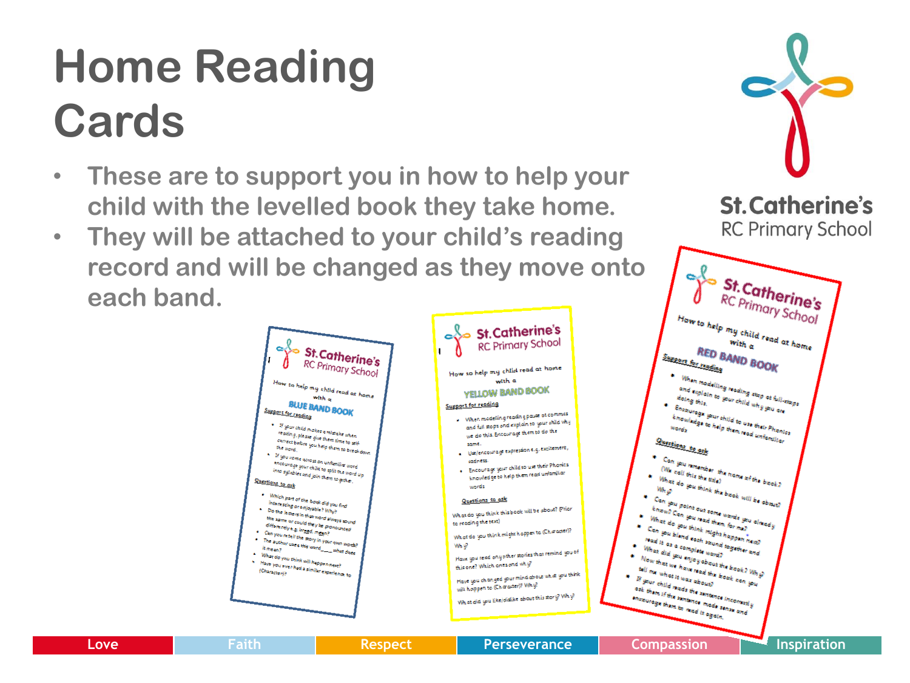# Home Reading Cards

- These are to support you in how to help your child with the levelled book they take home.
- They will be attached to your child's reading record and will be changed as they move onto each band.

St. Catherine's RC Primary School

**St. Catherine's RC Primary School**

How to help my child read at home with a

**BLUE BAND BOOK**

Support for reading

- If your child makes a mistake when reading, please give them time to self-correct before you help them to break down the word.
- If you come across an unfamiliar word encourage your child to split the word up into syllables and join them together.

Questions to ask

- Which part of the book did you find interesting or enjoyable? Why?
- Do the letters in that word always sound the same or could they be pronounced differently e.g. bread, mean?
- Can you retell the story in your own words?
- The author uses the word ____ what does it mean?
- What do you think will happen next?
- Have you ever had a similar experience to (Character)?

**St. Catherine's RC Primary School**

How to help my child read at home with a

**YELLOW BAND BOOK**

Support for reading

- When modelling reading pause at commas and full stops and explain to your child why we do this. Encourage them to do the same.
- Use/encourage expression e.g. excitement, sadness.
- Encourage your child to use their Phonics knowledge to help them read unfamiliar words

Questions to ask

What do you think this book will be about? (Prior to reading the text)

What do you think might happen to (Character)? Why?

Have you read any other stories that remind you of this one? Which ones and why?

Have you changed your mind about what you think will happen to (Character)? Why?

What did you like/dislike about this story? Why?

**St. Catherine's RC Primary School**

How to help my child read at home with a

**RED BAND BOOK**

Support for reading

- When modelling reading stop at full-stops and explain to your child why you are doing this.
- Encourage your child to use their Phonics knowledge to help them read unfamiliar words

Questions to ask

- Can you remember the name of the book? (We call this the title)
- What do you think the book will be about? Why?
- Can you point out some words you already know? Can you read them for me?
- What do you think might happen next?
- Can you blend each sound together and read it as a complete word?
- What did you enjoy about the book? Why?
- Now that we have read the book can you tell me what it was about?
- If your child reads the sentence incorrectly ask them if the sentence made sense and encourage them to read it again.

Love | Faith | Respect | Perseverance | Compassion | Inspiration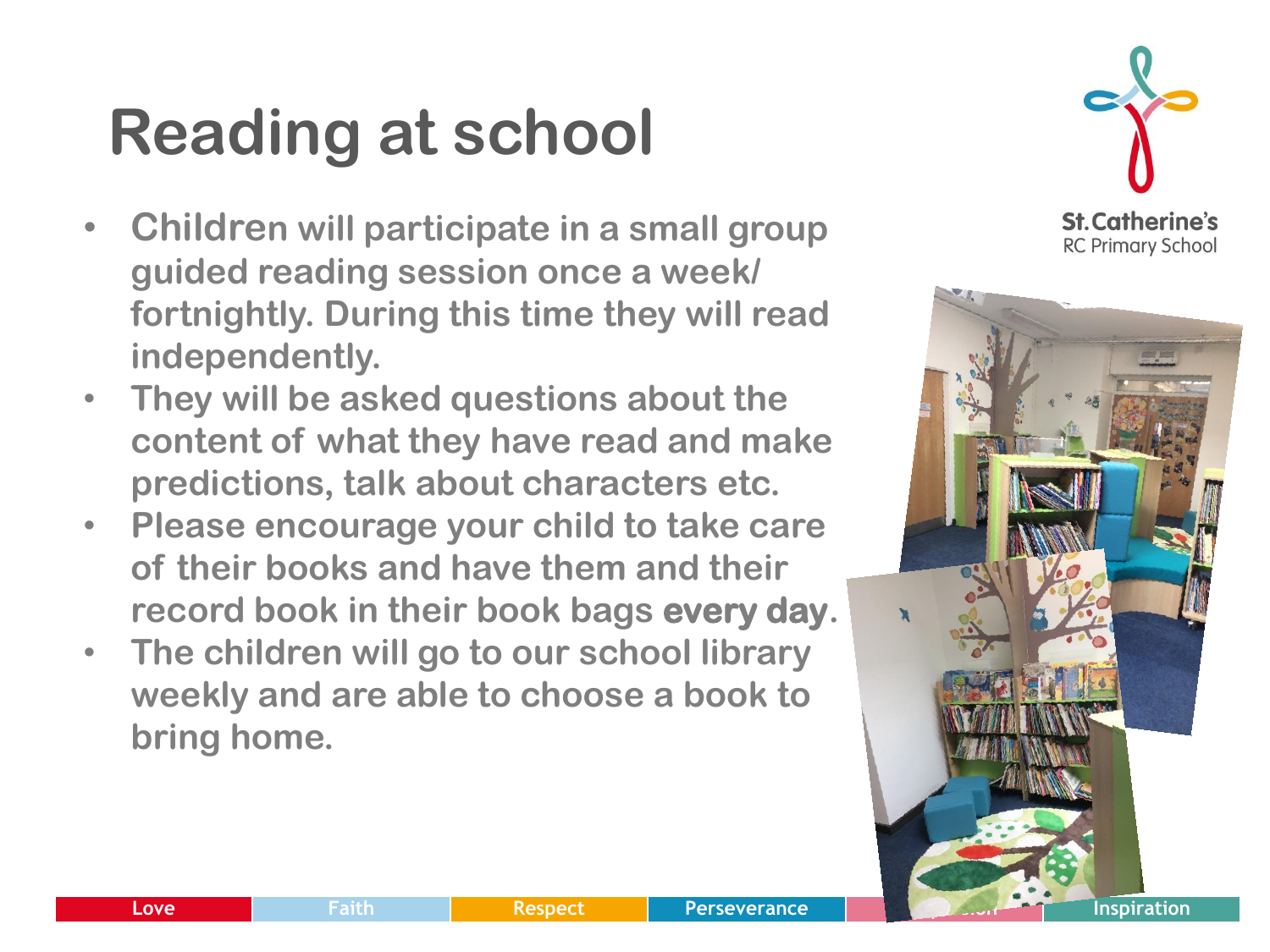# Reading at school

- Children will participate in a small group guided reading session once a week/ fortnightly. During this time they will read independently.
- They will be asked questions about the content of what they have read and make predictions, talk about characters etc.
- Please encourage your child to take care of their books and have them and their record book in their book bags **every day**.
- The children will go to our school library weekly and are able to choose a book to bring home.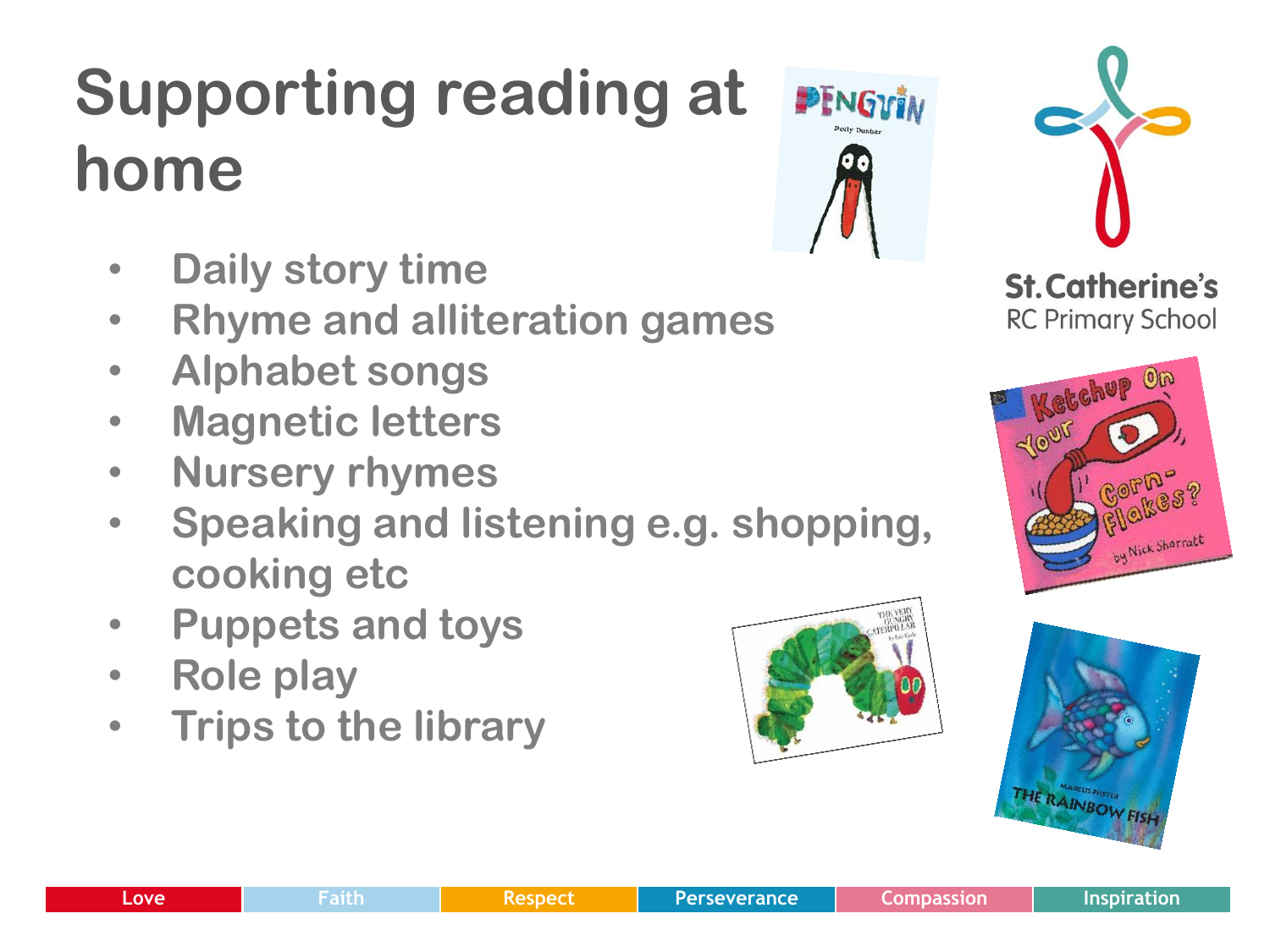# Supporting reading at home

- Daily story time
- Rhyme and alliteration games
- Alphabet songs
- Magnetic letters
- Nursery rhymes
- Speaking and listening e.g. shopping, cooking etc
- Puppets and toys
- Role play
- Trips to the library

St. Catherine's RC Primary School

Love | Faith | Respect | Perseverance | Compassion | Inspiration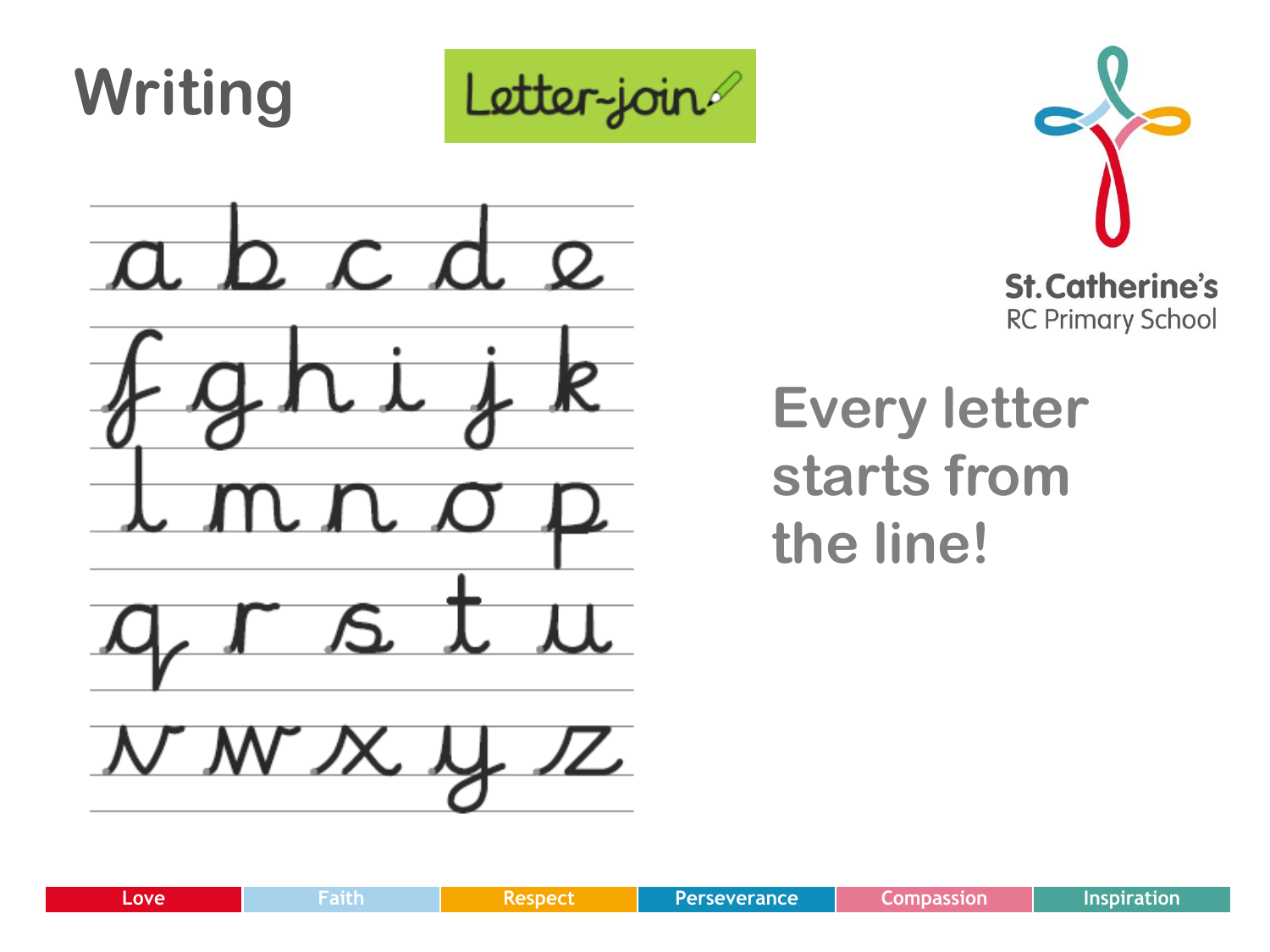# Writing

Letter-join

a b c d e
f g h i j k
l m n o p
q r s t u
v w x y z

St.Catherine's
RC Primary School

## Every letter starts from the line!

Love | Faith | Respect | Perseverance | Compassion | Inspiration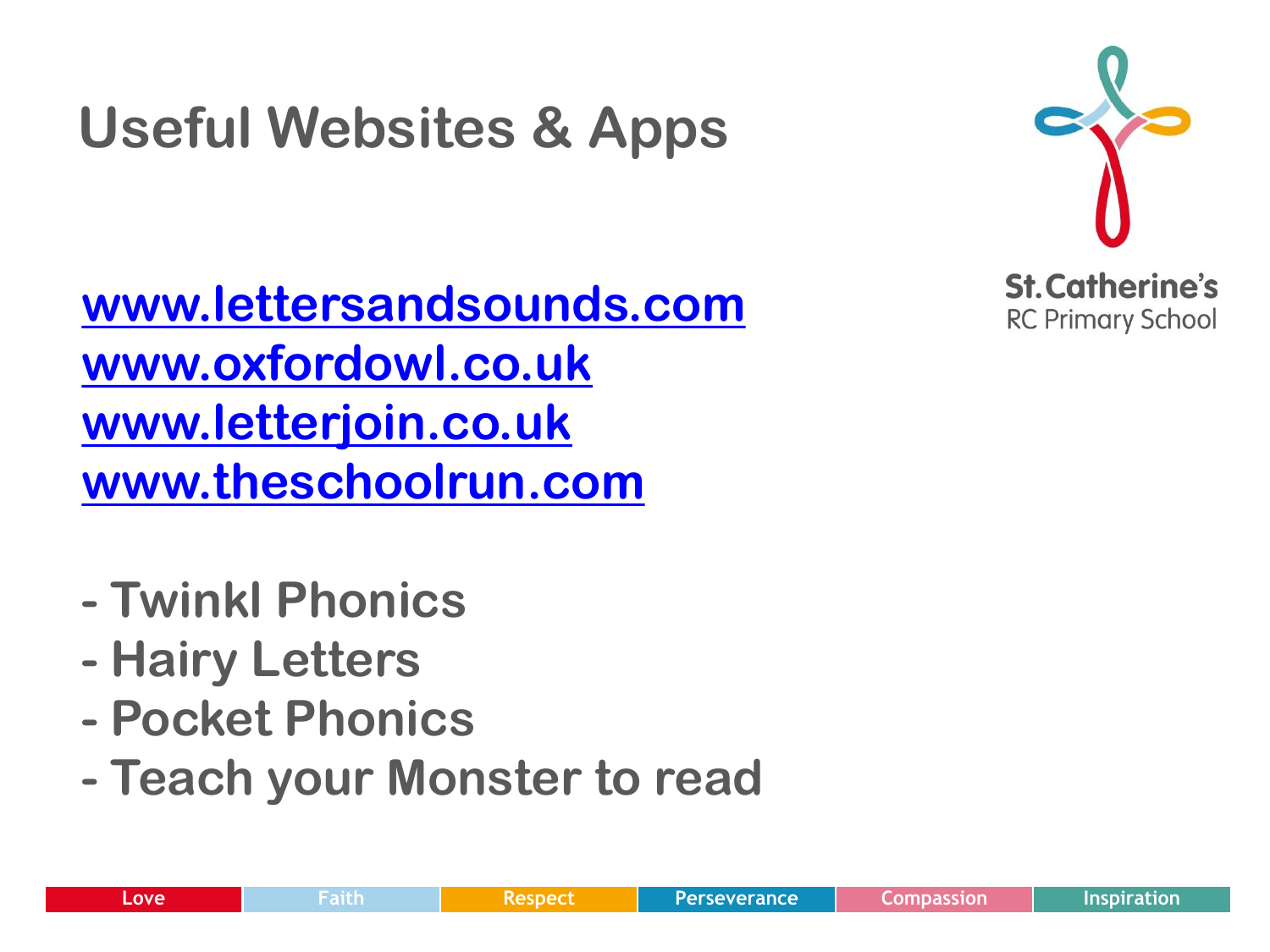# Useful Websites & Apps

St. Catherine's RC Primary School

www.lettersandsounds.com
www.oxfordowl.co.uk
www.letterjoin.co.uk
www.theschoolrun.com

- Twinkl Phonics
- Hairy Letters
- Pocket Phonics
- Teach your Monster to read

Love | Faith | Respect | Perseverance | Compassion | Inspiration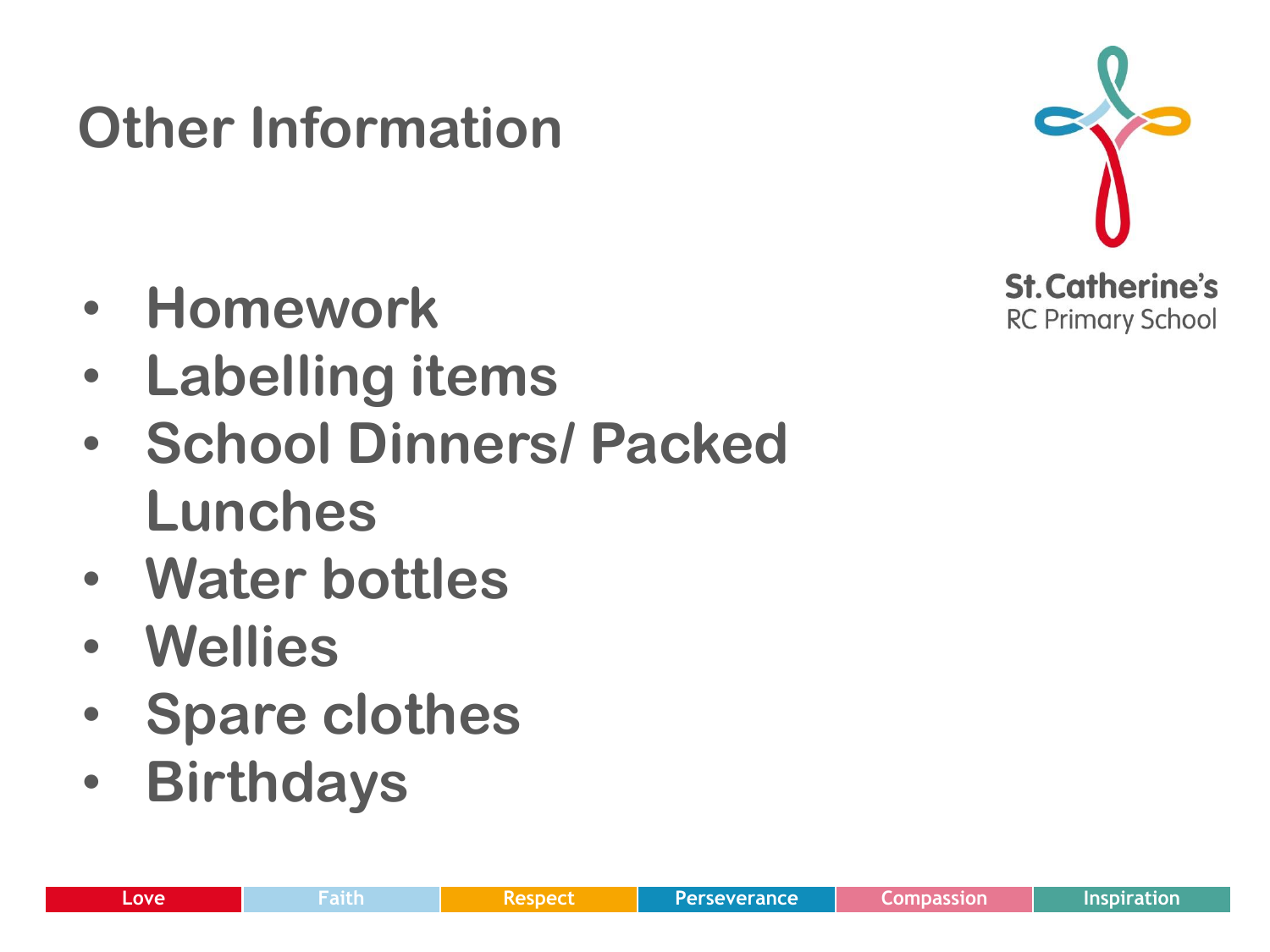# Other Information

- Homework
- Labelling items
- School Dinners/ Packed Lunches
- Water bottles
- Wellies
- Spare clothes
- Birthdays

St. Catherine's RC Primary School

Love | Faith | Respect | Perseverance | Compassion | Inspiration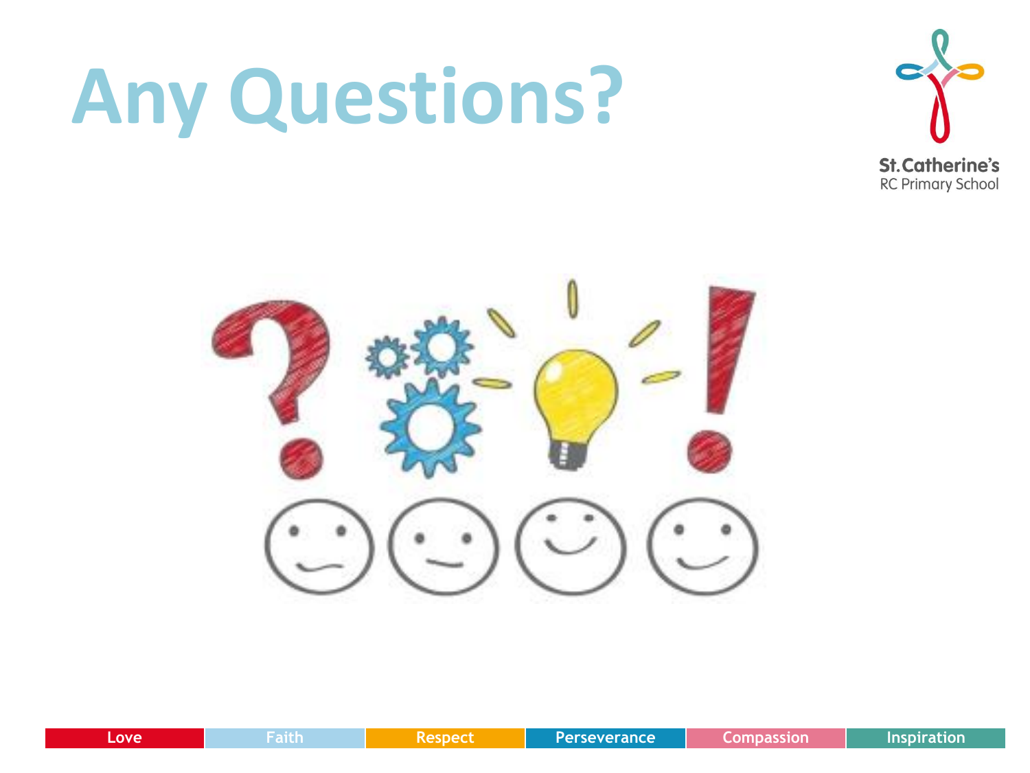# Any Questions?

St.Catherine's
RC Primary School

Love | Faith | Respect | Perseverance | Compassion | Inspiration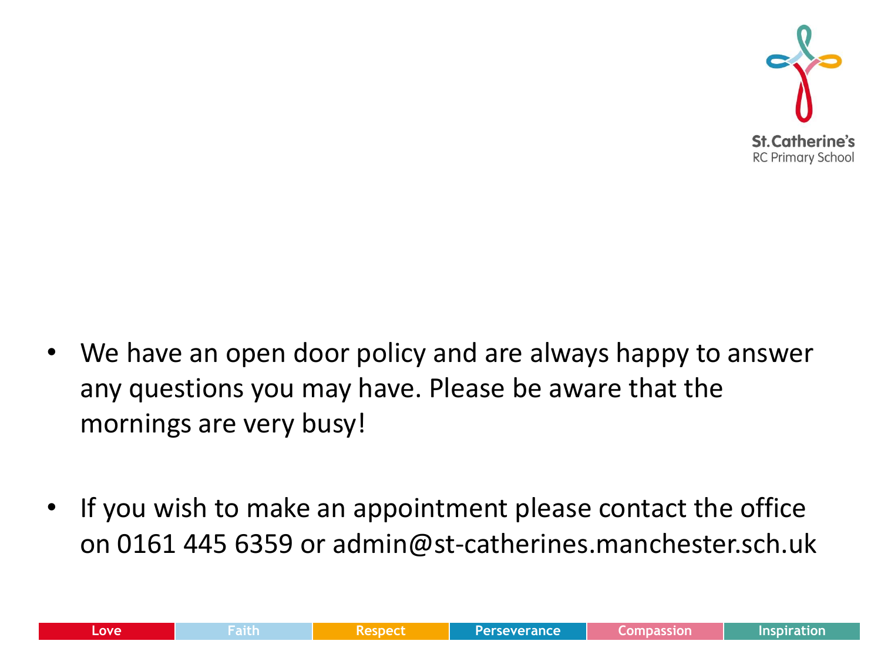- We have an open door policy and are always happy to answer any questions you may have. Please be aware that the mornings are very busy!

- If you wish to make an appointment please contact the office on 0161 445 6359 or admin@st-catherines.manchester.sch.uk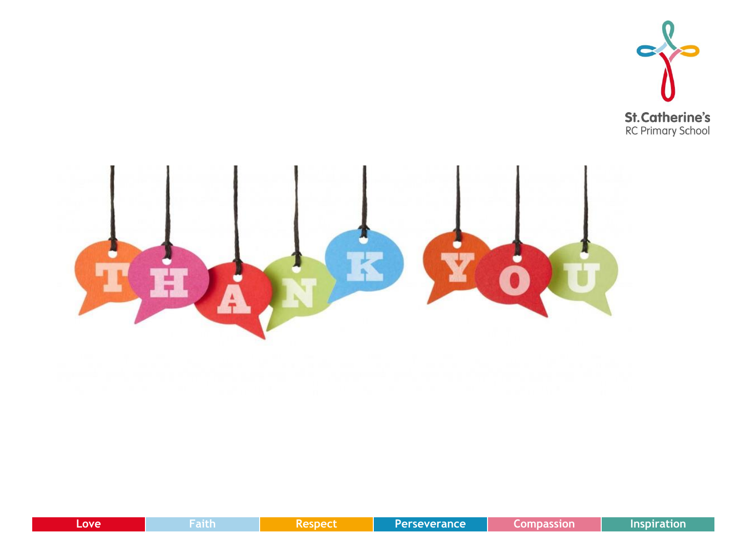St. Catherine's
RC Primary School

THANK YOU

Love | Faith | Respect | Perseverance | Compassion | Inspiration